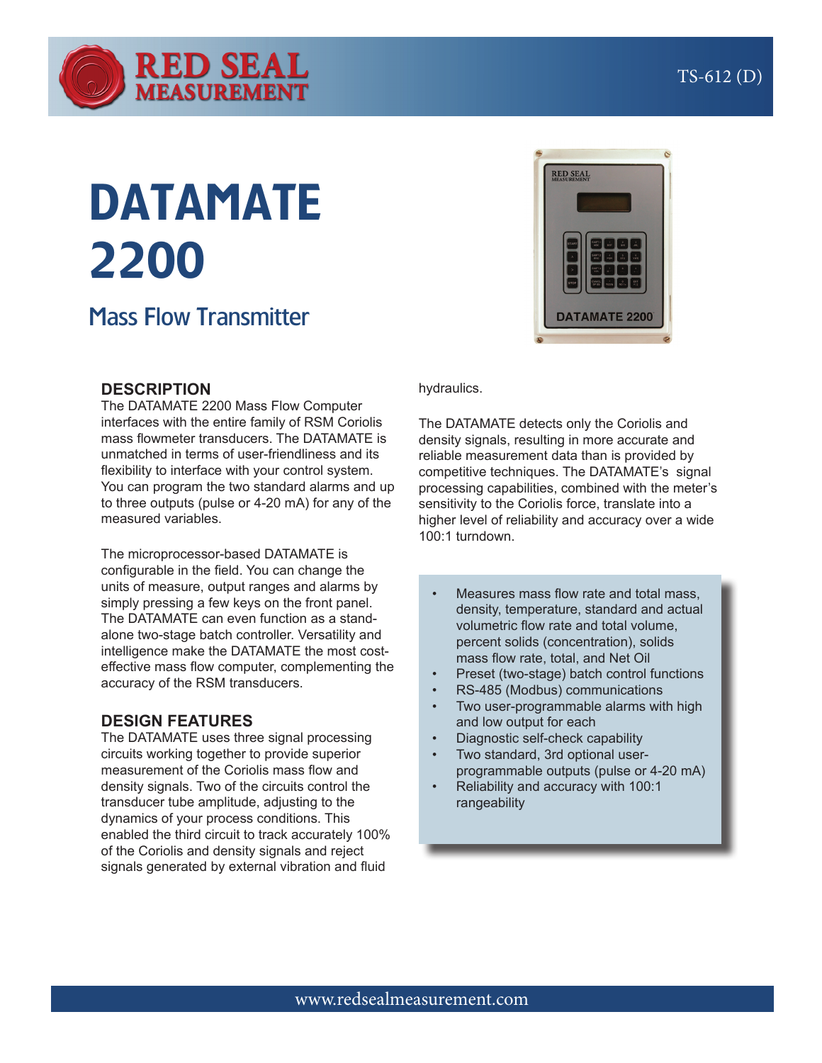# DATAMATE 2200

## Mass Flow Transmitter

### DESCRIPTION

The DATAMATE 2200 Mass Flow Computer interfaces with the entire family of RSM Coriolis mass flowmeter transducers. The DATAMATE is unmatched in terms of user-friendliness and its flexibility to interface with your control system. You can program the two standard alarms and up to three outputs (pulse or 4-20 mA) for any of the measured variables.

The microprocessor-based DATAMATE is configurable in the field. You can change the units of measure, output ranges and alarms by simply pressing a few keys on the front panel. The DATAMATE can even function as a stand-alone two-stage batch controller. Versatility and intelligence make the DATAMATE the most cost-effective mass flow computer, complementing the accuracy of the RSM transducers.

### DESIGN FEATURES

The DATAMATE uses three signal processing circuits working together to provide superior measurement of the Coriolis mass flow and density signals. Two of the circuits control the transducer tube amplitude, adjusting to the dynamics of your process conditions. This enabled the third circuit to track accurately 100% of the Coriolis and density signals and reject signals generated by external vibration and fluid hydraulics.

The DATAMATE detects only the Coriolis and density signals, resulting in more accurate and reliable measurement data than is provided by competitive techniques. The DATAMATE's signal processing capabilities, combined with the meter's sensitivity to the Coriolis force, translate into a higher level of reliability and accuracy over a wide 100:1 turndown.

- Measures mass flow rate and total mass, density, temperature, standard and actual volumetric flow rate and total volume, percent solids (concentration), solids mass flow rate, total, and Net Oil
- Preset (two-stage) batch control functions
- RS-485 (Modbus) communications
- Two user-programmable alarms with high and low output for each
- Diagnostic self-check capability
- Two standard, 3rd optional user-programmable outputs (pulse or 4-20 mA)
- Reliability and accuracy with 100:1 rangeability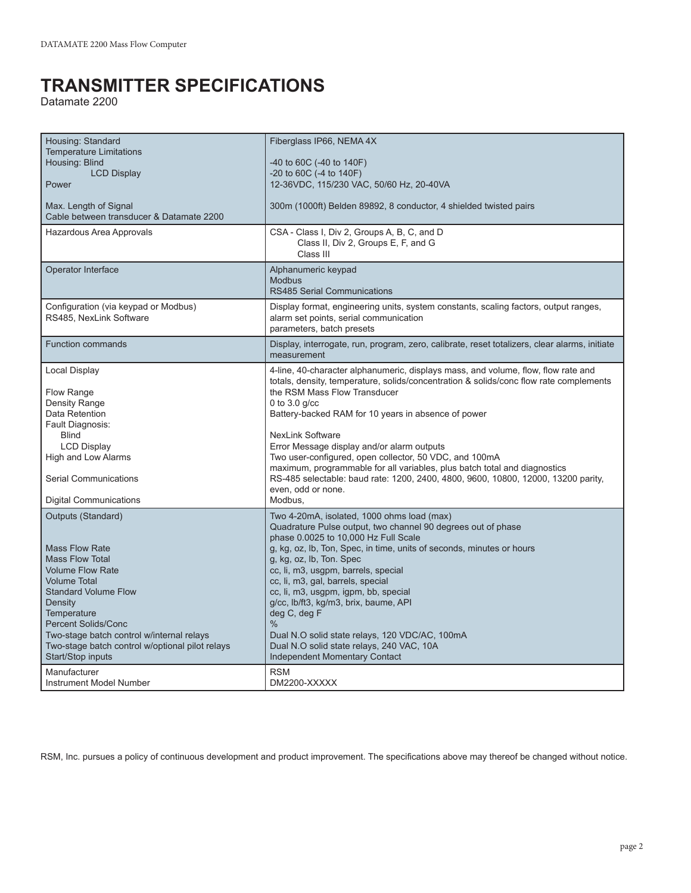# TRANSMITTER SPECIFICATIONS

Datamate 2200

| | |
|---|---|
| Housing: Standard<br>Temperature Limitations<br>Housing: Blind<br>LCD Display<br>Power<br><br>Max. Length of Signal<br>Cable between transducer & Datamate 2200 | Fiberglass IP66, NEMA 4X<br><br>-40 to 60C (-40 to 140F)<br>-20 to 60C (-4 to 140F)<br>12-36VDC, 115/230 VAC, 50/60 Hz, 20-40VA<br><br>300m (1000ft) Belden 89892, 8 conductor, 4 shielded twisted pairs |
| Hazardous Area Approvals | CSA - Class I, Div 2, Groups A, B, C, and D<br>Class II, Div 2, Groups E, F, and G<br>Class III |
| Operator Interface | Alphanumeric keypad<br>Modbus<br>RS485 Serial Communications |
| Configuration (via keypad or Modbus)<br>RS485, NexLink Software | Display format, engineering units, system constants, scaling factors, output ranges, alarm set points, serial communication<br>parameters, batch presets |
| Function commands | Display, interrogate, run, program, zero, calibrate, reset totalizers, clear alarms, initiate measurement |
| Local Display<br><br>Flow Range<br>Density Range<br>Data Retention<br>Fault Diagnosis:<br>Blind<br>LCD Display<br>High and Low Alarms<br><br>Serial Communications<br><br>Digital Communications | 4-line, 40-character alphanumeric, displays mass, and volume, flow, flow rate and totals, density, temperature, solids/concentration & solids/conc flow rate complements<br>the RSM Mass Flow Transducer<br>0 to 3.0 g/cc<br>Battery-backed RAM for 10 years in absence of power<br><br>NexLink Software<br>Error Message display and/or alarm outputs<br>Two user-configured, open collector, 50 VDC, and 100mA<br>maximum, programmable for all variables, plus batch total and diagnostics<br>RS-485 selectable: baud rate: 1200, 2400, 4800, 9600, 10800, 12000, 13200 parity, even, odd or none.<br>Modbus, |
| Outputs (Standard)<br><br><br>Mass Flow Rate<br>Mass Flow Total<br>Volume Flow Rate<br>Volume Total<br>Standard Volume Flow<br>Density<br>Temperature<br>Percent Solids/Conc<br>Two-stage batch control w/internal relays<br>Two-stage batch control w/optional pilot relays<br>Start/Stop inputs | Two 4-20mA, isolated, 1000 ohms load (max)<br>Quadrature Pulse output, two channel 90 degrees out of phase<br>phase 0.0025 to 10,000 Hz Full Scale<br>g, kg, oz, lb, Ton, Spec, in time, units of seconds, minutes or hours<br>g, kg, oz, lb, Ton. Spec<br>cc, li, m3, usgpm, barrels, special<br>cc, li, m3, gal, barrels, special<br>cc, li, m3, usgpm, igpm, bb, special<br>g/cc, lb/ft3, kg/m3, brix, baume, API<br>deg C, deg F<br>%<br>Dual N.O solid state relays, 120 VDC/AC, 100mA<br>Dual N.O solid state relays, 240 VAC, 10A<br>Independent Momentary Contact |
| Manufacturer<br>Instrument Model Number | RSM<br>DM2200-XXXXX |

RSM, Inc. pursues a policy of continuous development and product improvement. The specifications above may thereof be changed without notice.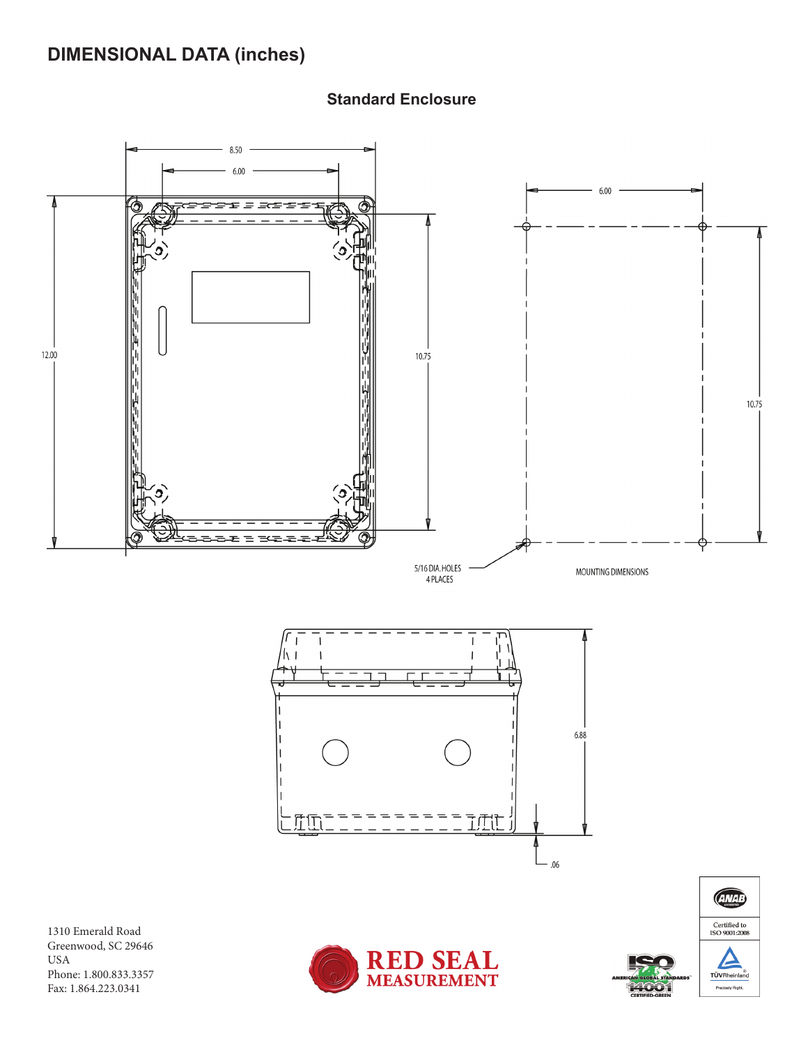# DIMENSIONAL DATA (inches)

## Standard Enclosure

8.50

6.00

12.00

10.75

6.00

10.75

5/16 DIA. HOLES
4 PLACES

MOUNTING DIMENSIONS

6.88

.06

1310 Emerald Road
Greenwood, SC 29646
USA
Phone: 1.800.833.3357
Fax: 1.864.223.0341

RED SEAL MEASUREMENT

ANAB

Certified to ISO 9001:2008

TÜVRheinland

Precisely Right.

ISO 14001

AMERICAN GLOBAL STANDARDS

CERTIFIED-GREEN